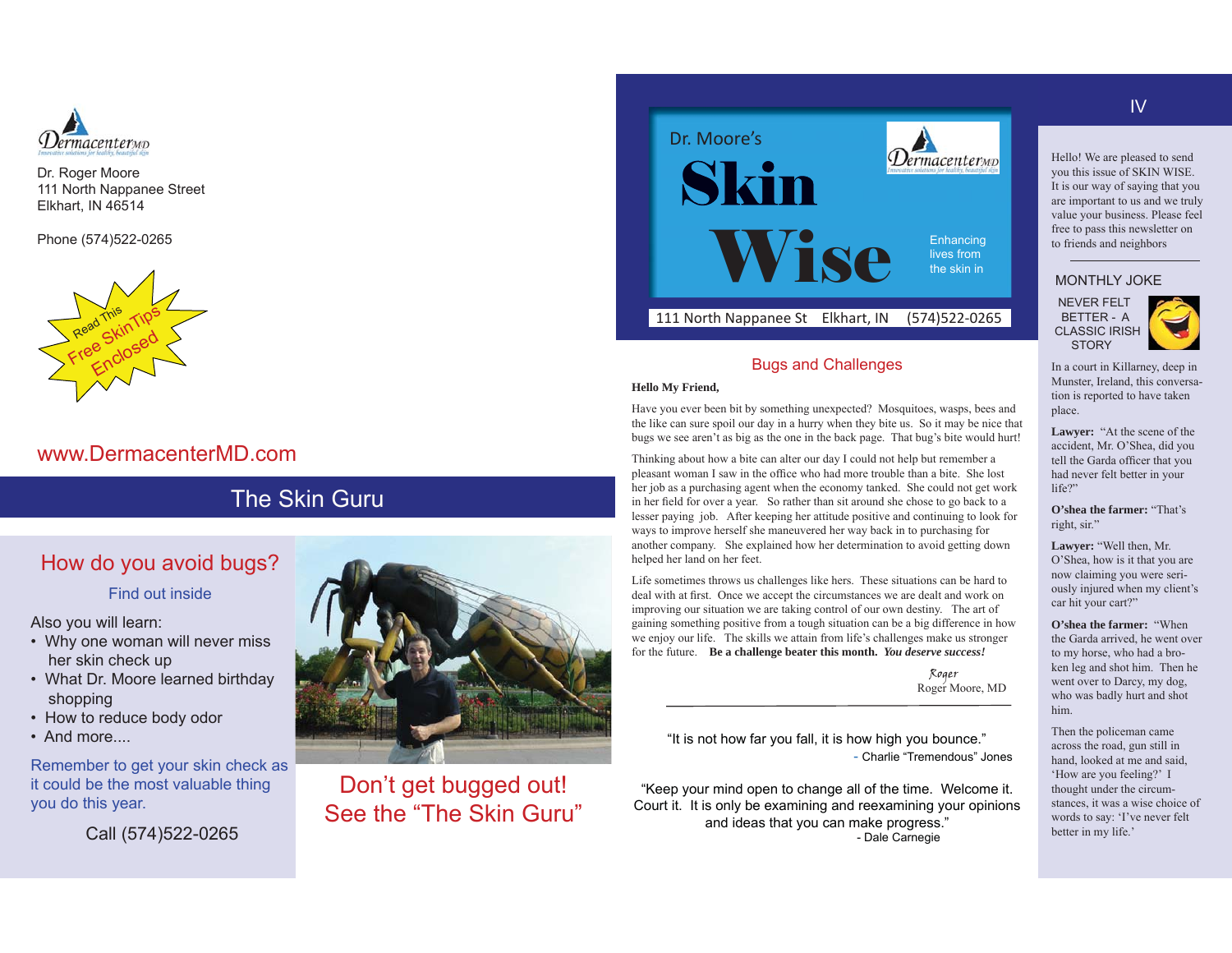DermacenterMD

Innovative solutions for healthy, beautiful skin

Dr. Roger Moore
111 North Nappanee Street
Elkhart, IN 46514

Phone (574)522-0265

Read This Free Skin Tips Enclosed

www.DermacenterMD.com

## The Skin Guru

## How do you avoid bugs?

Find out inside

Also you will learn:

- Why one woman will never miss her skin check up
- What Dr. Moore learned birthday shopping
- How to reduce body odor
- And more....

Remember to get your skin check as it could be the most valuable thing you do this year.

Call (574)522-0265

Don't get bugged out!
See the "The Skin Guru"

# Dr. Moore's Skin Wise

Enhancing lives from the skin in

111 North Nappanee St Elkhart, IN (574)522-0265

IV

## Bugs and Challenges

**Hello My Friend,**

Have you ever been bit by something unexpected? Mosquitoes, wasps, bees and the like can sure spoil our day in a hurry when they bite us. So it may be nice that bugs we see aren't as big as the one in the back page. That bug's bite would hurt!

Thinking about how a bite can alter our day I could not help but remember a pleasant woman I saw in the office who had more trouble than a bite. She lost her job as a purchasing agent when the economy tanked. She could not get work in her field for over a year. So rather than sit around she chose to go back to a lesser paying job. After keeping her attitude positive and continuing to look for ways to improve herself she maneuvered her way back in to purchasing for another company. She explained how her determination to avoid getting down helped her land on her feet.

Life sometimes throws us challenges like hers. These situations can be hard to deal with at first. Once we accept the circumstances we are dealt and work on improving our situation we are taking control of our own destiny. The art of gaining something positive from a tough situation can be a big difference in how we enjoy our life. The skills we attain from life's challenges make us stronger for the future. **Be a challenge beater this month.** ***You deserve success!***

Roger
Roger Moore, MD

---

"It is not how far you fall, it is how high you bounce."
- Charlie "Tremendous" Jones

"Keep your mind open to change all of the time. Welcome it. Court it. It is only be examining and reexamining your opinions and ideas that you can make progress."
- Dale Carnegie

Hello! We are pleased to send you this issue of SKIN WISE. It is our way of saying that you are important to us and we truly value your business. Please feel free to pass this newsletter on to friends and neighbors

---

### MONTHLY JOKE

NEVER FELT BETTER - A CLASSIC IRISH STORY

In a court in Killarney, deep in Munster, Ireland, this conversation is reported to have taken place.

**Lawyer:** "At the scene of the accident, Mr. O'Shea, did you tell the Garda officer that you had never felt better in your life?"

**O'shea the farmer:** "That's right, sir."

**Lawyer:** "Well then, Mr. O'Shea, how is it that you are now claiming you were seriously injured when my client's car hit your cart?"

**O'shea the farmer:** "When the Garda arrived, he went over to my horse, who had a broken leg and shot him. Then he went over to Darcy, my dog, who was badly hurt and shot him.

Then the policeman came across the road, gun still in hand, looked at me and said, 'How are you feeling?' I thought under the circumstances, it was a wise choice of words to say: 'I've never felt better in my life.'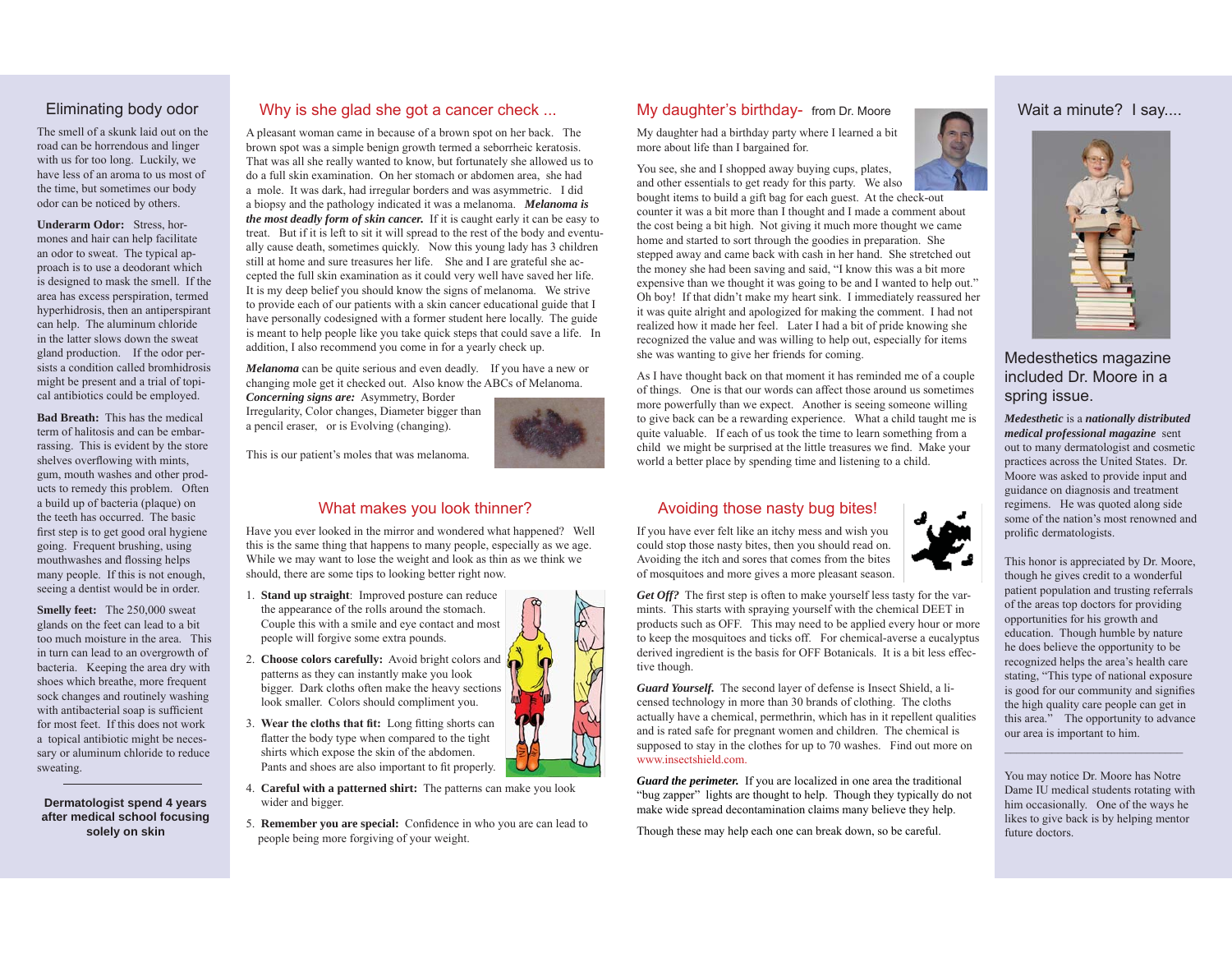## Eliminating body odor

The smell of a skunk laid out on the road can be horrendous and linger with us for too long. Luckily, we have less of an aroma to us most of the time, but sometimes our body odor can be noticed by others.

**Underarm Odor:** Stress, hormones and hair can help facilitate an odor to sweat. The typical approach is to use a deodorant which is designed to mask the smell. If the area has excess perspiration, termed hyperhidrosis, then an antiperspirant can help. The aluminum chloride in the latter slows down the sweat gland production. If the odor persists a condition called bromhidrosis might be present and a trial of topical antibiotics could be employed.

**Bad Breath:** This has the medical term of halitosis and can be embarrassing. This is evident by the store shelves overflowing with mints, gum, mouth washes and other products to remedy this problem. Often a build up of bacteria (plaque) on the teeth has occurred. The basic first step is to get good oral hygiene going. Frequent brushing, using mouthwashes and flossing helps many people. If this is not enough, seeing a dentist would be in order.

**Smelly feet:** The 250,000 sweat glands on the feet can lead to a bit too much moisture in the area. This in turn can lead to an overgrowth of bacteria. Keeping the area dry with shoes which breathe, more frequent sock changes and routinely washing with antibacterial soap is sufficient for most feet. If this does not work a topical antibiotic might be necessary or aluminum chloride to reduce sweating.

**Dermatologist spend 4 years after medical school focusing solely on skin**

## Why is she glad she got a cancer check ...

A pleasant woman came in because of a brown spot on her back. The brown spot was a simple benign growth termed a seborrheic keratosis. That was all she really wanted to know, but fortunately she allowed us to do a full skin examination. On her stomach or abdomen area, she had a mole. It was dark, had irregular borders and was asymmetric. I did a biopsy and the pathology indicated it was a melanoma. ***Melanoma is the most deadly form of skin cancer.*** If it is caught early it can be easy to treat. But if it is left to sit it will spread to the rest of the body and eventually cause death, sometimes quickly. Now this young lady has 3 children still at home and sure treasures her life. She and I are grateful she accepted the full skin examination as it could very well have saved her life. It is my deep belief you should know the signs of melanoma. We strive to provide each of our patients with a skin cancer educational guide that I have personally codesigned with a former student here locally. The guide is meant to help people like you take quick steps that could save a life. In addition, I also recommend you come in for a yearly check up.

***Melanoma*** can be quite serious and even deadly. If you have a new or changing mole get it checked out. Also know the ABCs of Melanoma. ***Concerning signs are:*** Asymmetry, Border Irregularity, Color changes, Diameter bigger than a pencil eraser, or is Evolving (changing).

This is our patient's moles that was melanoma.

## What makes you look thinner?

Have you ever looked in the mirror and wondered what happened? Well this is the same thing that happens to many people, especially as we age. While we may want to lose the weight and look as thin as we think we should, there are some tips to looking better right now.

1. **Stand up straight**: Improved posture can reduce the appearance of the rolls around the stomach. Couple this with a smile and eye contact and most people will forgive some extra pounds.
2. **Choose colors carefully:** Avoid bright colors and patterns as they can instantly make you look bigger. Dark cloths often make the heavy sections look smaller. Colors should compliment you.
3. **Wear the cloths that fit:** Long fitting shorts can flatter the body type when compared to the tight shirts which expose the skin of the abdomen. Pants and shoes are also important to fit properly.
4. **Careful with a patterned shirt:** The patterns can make you look wider and bigger.
5. **Remember you are special:** Confidence in who you are can lead to people being more forgiving of your weight.

## My daughter's birthday- from Dr. Moore

My daughter had a birthday party where I learned a bit more about life than I bargained for.

You see, she and I shopped away buying cups, plates, and other essentials to get ready for this party. We also bought items to build a gift bag for each guest. At the check-out counter it was a bit more than I thought and I made a comment about the cost being a bit high. Not giving it much more thought we came home and started to sort through the goodies in preparation. She stepped away and came back with cash in her hand. She stretched out the money she had been saving and said, "I know this was a bit more expensive than we thought it was going to be and I wanted to help out." Oh boy! If that didn't make my heart sink. I immediately reassured her it was quite alright and apologized for making the comment. I had not realized how it made her feel. Later I had a bit of pride knowing she recognized the value and was willing to help out, especially for items she was wanting to give her friends for coming.

As I have thought back on that moment it has reminded me of a couple of things. One is that our words can affect those around us sometimes more powerfully than we expect. Another is seeing someone willing to give back can be a rewarding experience. What a child taught me is quite valuable. If each of us took the time to learn something from a child we might be surprised at the little treasures we find. Make your world a better place by spending time and listening to a child.

## Avoiding those nasty bug bites!

If you have ever felt like an itchy mess and wish you could stop those nasty bites, then you should read on. Avoiding the itch and sores that comes from the bites of mosquitoes and more gives a more pleasant season.

***Get Off?*** The first step is often to make yourself less tasty for the varmints. This starts with spraying yourself with the chemical DEET in products such as OFF. This may need to be applied every hour or more to keep the mosquitoes and ticks off. For chemical-averse a eucalyptus derived ingredient is the basis for OFF Botanicals. It is a bit less effective though.

***Guard Yourself.*** The second layer of defense is Insect Shield, a licensed technology in more than 30 brands of clothing. The cloths actually have a chemical, permethrin, which has in it repellent qualities and is rated safe for pregnant women and children. The chemical is supposed to stay in the clothes for up to 70 washes. Find out more on www.insectshield.com.

***Guard the perimeter.*** If you are localized in one area the traditional "bug zapper" lights are thought to help. Though they typically do not make wide spread decontamination claims many believe they help.

Though these may help each one can break down, so be careful.

## Wait a minute? I say....

## Medesthetics magazine included Dr. Moore in a spring issue.

***Medesthetic*** is a ***nationally distributed medical professional magazine*** sent out to many dermatologist and cosmetic practices across the United States. Dr. Moore was asked to provide input and guidance on diagnosis and treatment regimens. He was quoted along side some of the nation's most renowned and prolific dermatologists.

This honor is appreciated by Dr. Moore, though he gives credit to a wonderful patient population and trusting referrals of the areas top doctors for providing opportunities for his growth and education. Though humble by nature he does believe the opportunity to be recognized helps the area's health care stating, "This type of national exposure is good for our community and signifies the high quality care people can get in this area." The opportunity to advance our area is important to him.

You may notice Dr. Moore has Notre Dame IU medical students rotating with him occasionally. One of the ways he likes to give back is by helping mentor future doctors.